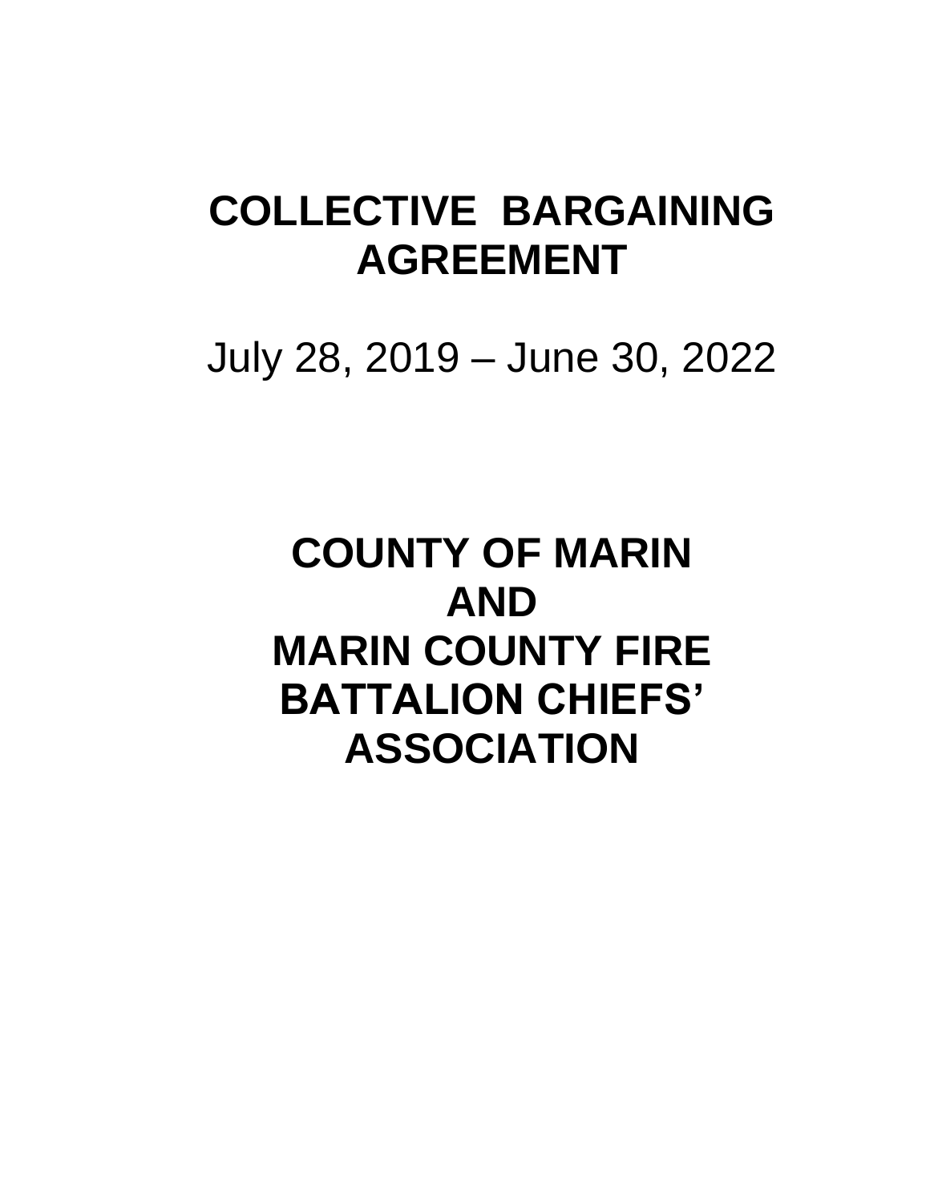# COLLECTIVE BARGAINING AGREEMENT

July 28, 2019 – June 30, 2022

# COUNTY OF MARIN AND MARIN COUNTY FIRE BATTALION CHIEFS' ASSOCIATION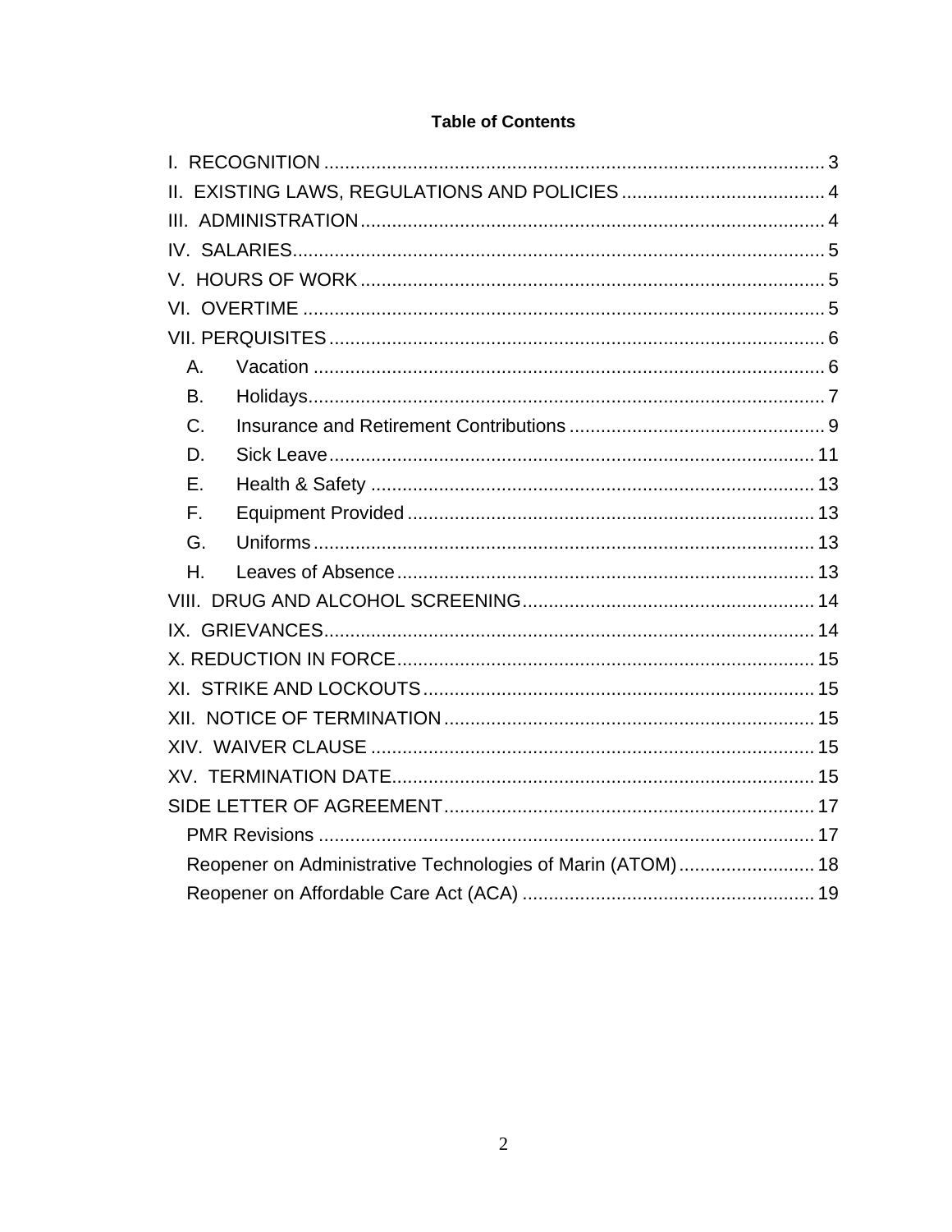**Table of Contents**

I. RECOGNITION ........ 3
II. EXISTING LAWS, REGULATIONS AND POLICIES ........ 4
III. ADMINISTRATION ........ 4
IV. SALARIES ........ 5
V. HOURS OF WORK ........ 5
VI. OVERTIME ........ 5
VII. PERQUISITES ........ 6
- A. Vacation ........ 6
- B. Holidays ........ 7
- C. Insurance and Retirement Contributions ........ 9
- D. Sick Leave ........ 11
- E. Health & Safety ........ 13
- F. Equipment Provided ........ 13
- G. Uniforms ........ 13
- H. Leaves of Absence ........ 13

VIII. DRUG AND ALCOHOL SCREENING ........ 14
IX. GRIEVANCES ........ 14
X. REDUCTION IN FORCE ........ 15
XI. STRIKE AND LOCKOUTS ........ 15
XII. NOTICE OF TERMINATION ........ 15
XIV. WAIVER CLAUSE ........ 15
XV. TERMINATION DATE ........ 15
SIDE LETTER OF AGREEMENT ........ 17
- PMR Revisions ........ 17
- Reopener on Administrative Technologies of Marin (ATOM) ........ 18
- Reopener on Affordable Care Act (ACA) ........ 19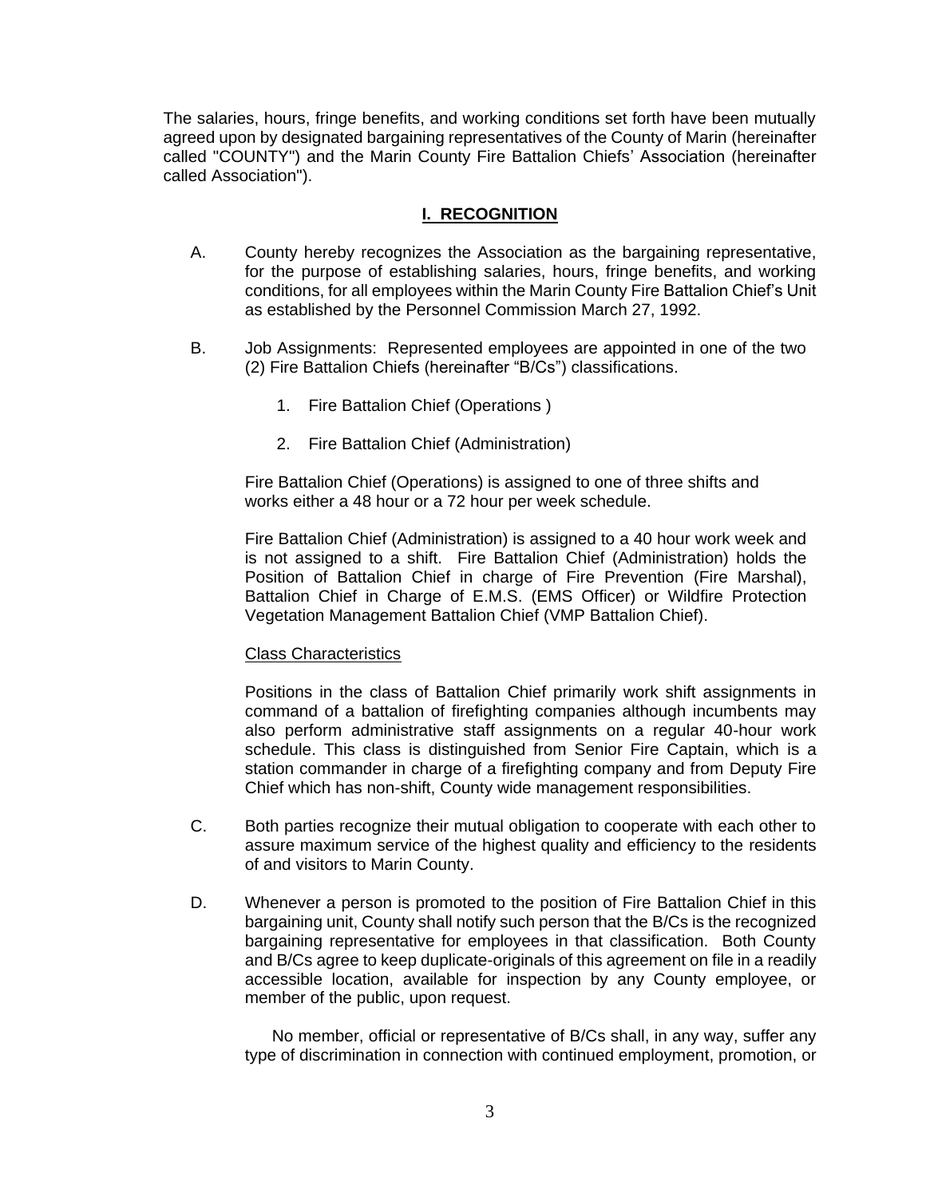The salaries, hours, fringe benefits, and working conditions set forth have been mutually agreed upon by designated bargaining representatives of the County of Marin (hereinafter called "COUNTY") and the Marin County Fire Battalion Chiefs' Association (hereinafter called Association").

## I. RECOGNITION

A. County hereby recognizes the Association as the bargaining representative, for the purpose of establishing salaries, hours, fringe benefits, and working conditions, for all employees within the Marin County Fire Battalion Chief's Unit as established by the Personnel Commission March 27, 1992.

B. Job Assignments: Represented employees are appointed in one of the two (2) Fire Battalion Chiefs (hereinafter "B/Cs") classifications.

1. Fire Battalion Chief (Operations )

2. Fire Battalion Chief (Administration)

Fire Battalion Chief (Operations) is assigned to one of three shifts and works either a 48 hour or a 72 hour per week schedule.

Fire Battalion Chief (Administration) is assigned to a 40 hour work week and is not assigned to a shift. Fire Battalion Chief (Administration) holds the Position of Battalion Chief in charge of Fire Prevention (Fire Marshal), Battalion Chief in Charge of E.M.S. (EMS Officer) or Wildfire Protection Vegetation Management Battalion Chief (VMP Battalion Chief).

Class Characteristics

Positions in the class of Battalion Chief primarily work shift assignments in command of a battalion of firefighting companies although incumbents may also perform administrative staff assignments on a regular 40-hour work schedule. This class is distinguished from Senior Fire Captain, which is a station commander in charge of a firefighting company and from Deputy Fire Chief which has non-shift, County wide management responsibilities.

C. Both parties recognize their mutual obligation to cooperate with each other to assure maximum service of the highest quality and efficiency to the residents of and visitors to Marin County.

D. Whenever a person is promoted to the position of Fire Battalion Chief in this bargaining unit, County shall notify such person that the B/Cs is the recognized bargaining representative for employees in that classification. Both County and B/Cs agree to keep duplicate-originals of this agreement on file in a readily accessible location, available for inspection by any County employee, or member of the public, upon request.

No member, official or representative of B/Cs shall, in any way, suffer any type of discrimination in connection with continued employment, promotion, or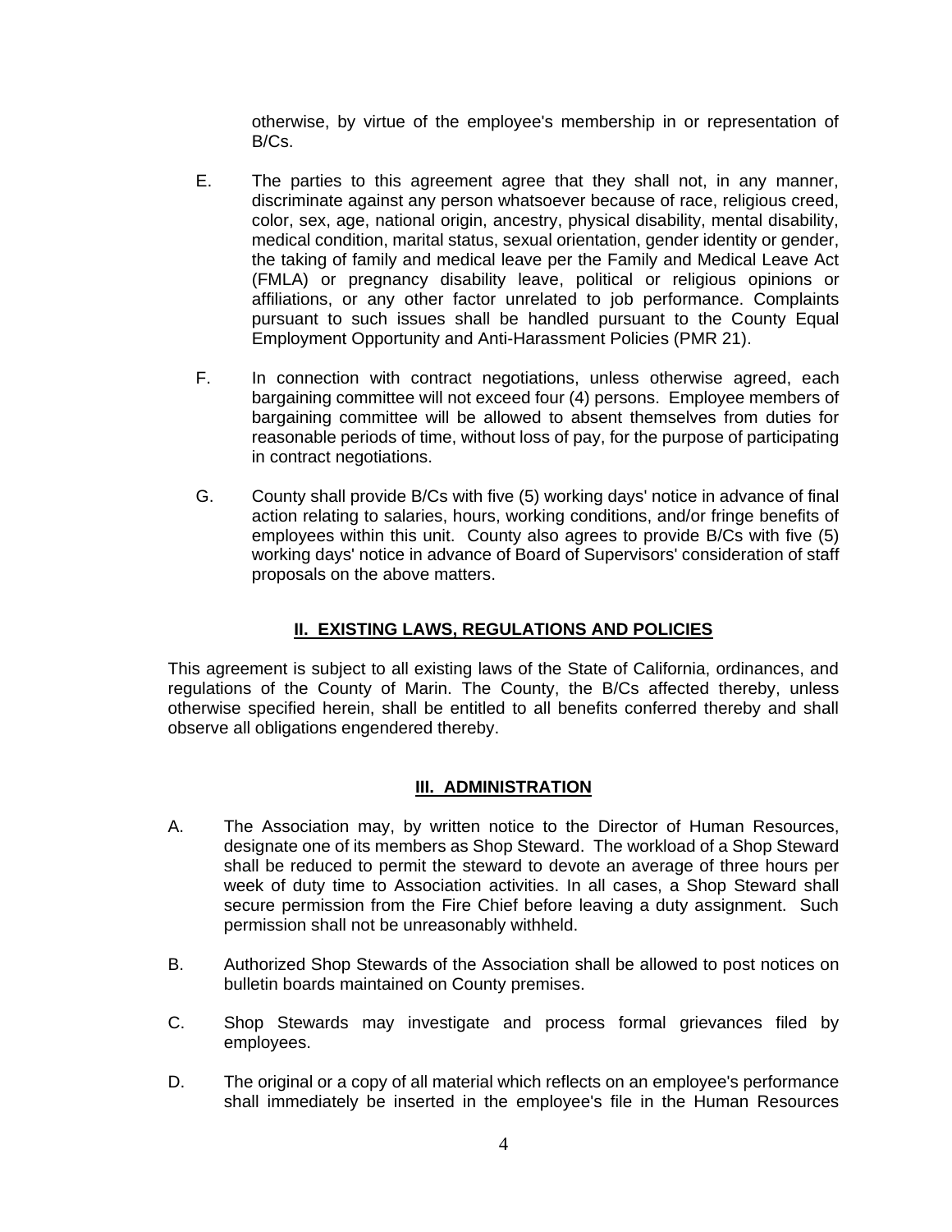otherwise, by virtue of the employee's membership in or representation of B/Cs.

E. The parties to this agreement agree that they shall not, in any manner, discriminate against any person whatsoever because of race, religious creed, color, sex, age, national origin, ancestry, physical disability, mental disability, medical condition, marital status, sexual orientation, gender identity or gender, the taking of family and medical leave per the Family and Medical Leave Act (FMLA) or pregnancy disability leave, political or religious opinions or affiliations, or any other factor unrelated to job performance. Complaints pursuant to such issues shall be handled pursuant to the County Equal Employment Opportunity and Anti-Harassment Policies (PMR 21).

F. In connection with contract negotiations, unless otherwise agreed, each bargaining committee will not exceed four (4) persons. Employee members of bargaining committee will be allowed to absent themselves from duties for reasonable periods of time, without loss of pay, for the purpose of participating in contract negotiations.

G. County shall provide B/Cs with five (5) working days' notice in advance of final action relating to salaries, hours, working conditions, and/or fringe benefits of employees within this unit. County also agrees to provide B/Cs with five (5) working days' notice in advance of Board of Supervisors' consideration of staff proposals on the above matters.

## II. EXISTING LAWS, REGULATIONS AND POLICIES

This agreement is subject to all existing laws of the State of California, ordinances, and regulations of the County of Marin. The County, the B/Cs affected thereby, unless otherwise specified herein, shall be entitled to all benefits conferred thereby and shall observe all obligations engendered thereby.

## III. ADMINISTRATION

A. The Association may, by written notice to the Director of Human Resources, designate one of its members as Shop Steward. The workload of a Shop Steward shall be reduced to permit the steward to devote an average of three hours per week of duty time to Association activities. In all cases, a Shop Steward shall secure permission from the Fire Chief before leaving a duty assignment. Such permission shall not be unreasonably withheld.

B. Authorized Shop Stewards of the Association shall be allowed to post notices on bulletin boards maintained on County premises.

C. Shop Stewards may investigate and process formal grievances filed by employees.

D. The original or a copy of all material which reflects on an employee's performance shall immediately be inserted in the employee's file in the Human Resources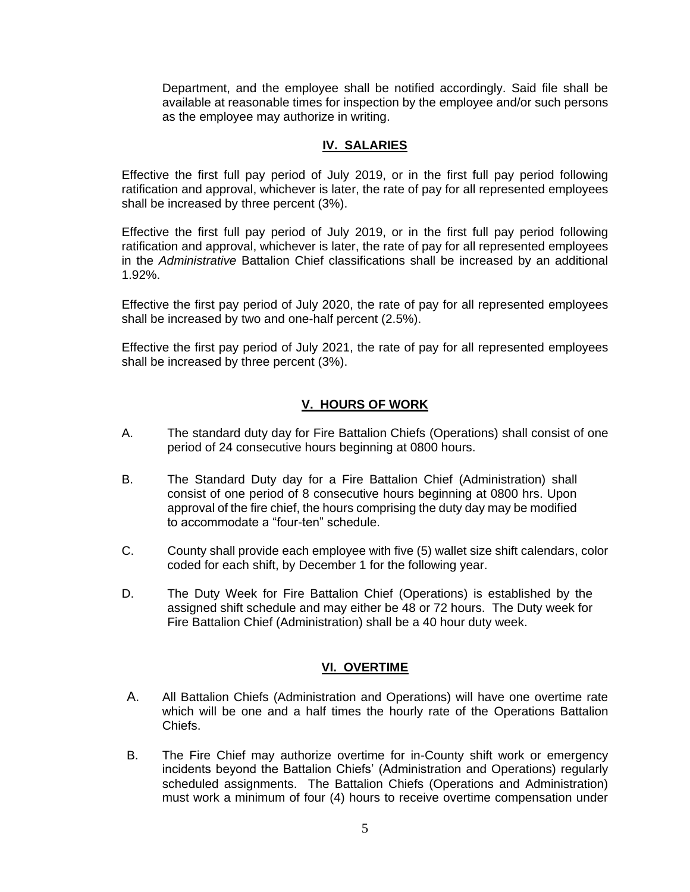Department, and the employee shall be notified accordingly. Said file shall be available at reasonable times for inspection by the employee and/or such persons as the employee may authorize in writing.

## IV. SALARIES

Effective the first full pay period of July 2019, or in the first full pay period following ratification and approval, whichever is later, the rate of pay for all represented employees shall be increased by three percent (3%).

Effective the first full pay period of July 2019, or in the first full pay period following ratification and approval, whichever is later, the rate of pay for all represented employees in the *Administrative* Battalion Chief classifications shall be increased by an additional 1.92%.

Effective the first pay period of July 2020, the rate of pay for all represented employees shall be increased by two and one-half percent (2.5%).

Effective the first pay period of July 2021, the rate of pay for all represented employees shall be increased by three percent (3%).

## V. HOURS OF WORK

A. The standard duty day for Fire Battalion Chiefs (Operations) shall consist of one period of 24 consecutive hours beginning at 0800 hours.

B. The Standard Duty day for a Fire Battalion Chief (Administration) shall consist of one period of 8 consecutive hours beginning at 0800 hrs. Upon approval of the fire chief, the hours comprising the duty day may be modified to accommodate a "four-ten" schedule.

C. County shall provide each employee with five (5) wallet size shift calendars, color coded for each shift, by December 1 for the following year.

D. The Duty Week for Fire Battalion Chief (Operations) is established by the assigned shift schedule and may either be 48 or 72 hours. The Duty week for Fire Battalion Chief (Administration) shall be a 40 hour duty week.

## VI. OVERTIME

A. All Battalion Chiefs (Administration and Operations) will have one overtime rate which will be one and a half times the hourly rate of the Operations Battalion Chiefs.

B. The Fire Chief may authorize overtime for in-County shift work or emergency incidents beyond the Battalion Chiefs' (Administration and Operations) regularly scheduled assignments. The Battalion Chiefs (Operations and Administration) must work a minimum of four (4) hours to receive overtime compensation under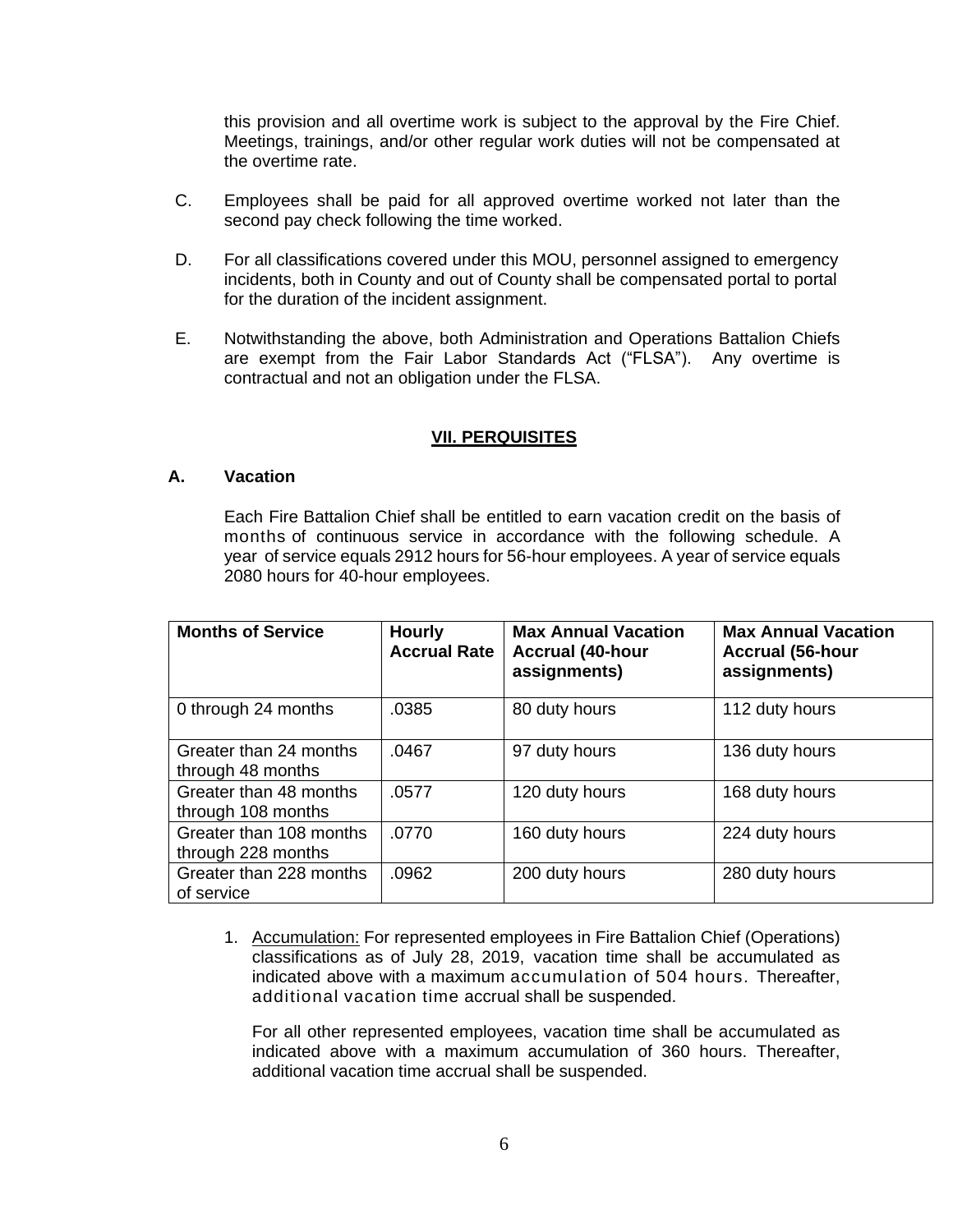this provision and all overtime work is subject to the approval by the Fire Chief. Meetings, trainings, and/or other regular work duties will not be compensated at the overtime rate.

C. Employees shall be paid for all approved overtime worked not later than the second pay check following the time worked.

D. For all classifications covered under this MOU, personnel assigned to emergency incidents, both in County and out of County shall be compensated portal to portal for the duration of the incident assignment.

E. Notwithstanding the above, both Administration and Operations Battalion Chiefs are exempt from the Fair Labor Standards Act ("FLSA"). Any overtime is contractual and not an obligation under the FLSA.

## VII. PERQUISITES

### A. Vacation

Each Fire Battalion Chief shall be entitled to earn vacation credit on the basis of months of continuous service in accordance with the following schedule. A year of service equals 2912 hours for 56-hour employees. A year of service equals 2080 hours for 40-hour employees.

| Months of Service | Hourly Accrual Rate | Max Annual Vacation Accrual (40-hour assignments) | Max Annual Vacation Accrual (56-hour assignments) |
|---|---|---|---|
| 0 through 24 months | .0385 | 80 duty hours | 112 duty hours |
| Greater than 24 months through 48 months | .0467 | 97 duty hours | 136 duty hours |
| Greater than 48 months through 108 months | .0577 | 120 duty hours | 168 duty hours |
| Greater than 108 months through 228 months | .0770 | 160 duty hours | 224 duty hours |
| Greater than 228 months of service | .0962 | 200 duty hours | 280 duty hours |

1. Accumulation: For represented employees in Fire Battalion Chief (Operations) classifications as of July 28, 2019, vacation time shall be accumulated as indicated above with a maximum accumulation of 504 hours. Thereafter, additional vacation time accrual shall be suspended.

   For all other represented employees, vacation time shall be accumulated as indicated above with a maximum accumulation of 360 hours. Thereafter, additional vacation time accrual shall be suspended.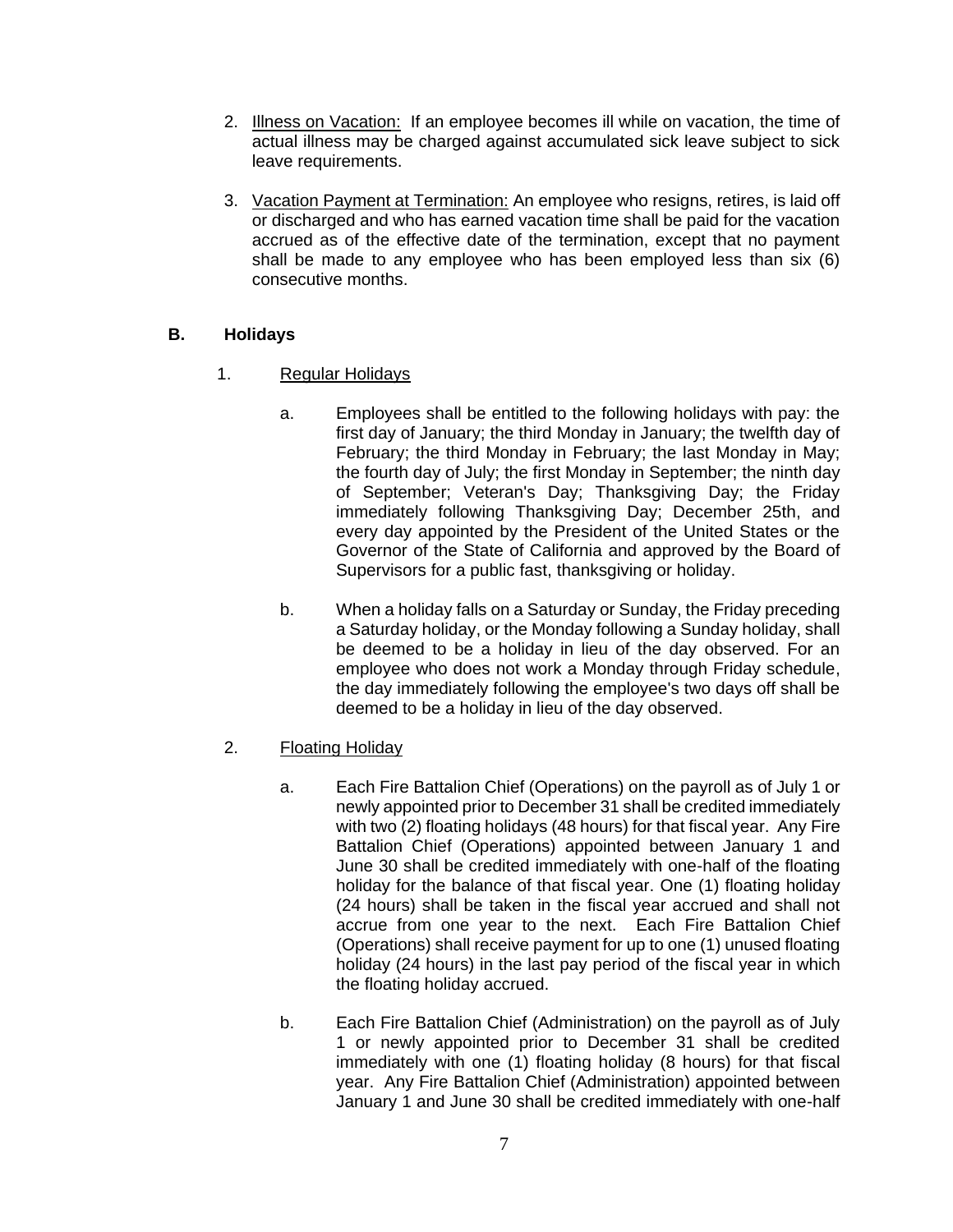2. Illness on Vacation: If an employee becomes ill while on vacation, the time of actual illness may be charged against accumulated sick leave subject to sick leave requirements.

3. Vacation Payment at Termination: An employee who resigns, retires, is laid off or discharged and who has earned vacation time shall be paid for the vacation accrued as of the effective date of the termination, except that no payment shall be made to any employee who has been employed less than six (6) consecutive months.

## B. Holidays

1. Regular Holidays

   a. Employees shall be entitled to the following holidays with pay: the first day of January; the third Monday in January; the twelfth day of February; the third Monday in February; the last Monday in May; the fourth day of July; the first Monday in September; the ninth day of September; Veteran's Day; Thanksgiving Day; the Friday immediately following Thanksgiving Day; December 25th, and every day appointed by the President of the United States or the Governor of the State of California and approved by the Board of Supervisors for a public fast, thanksgiving or holiday.

   b. When a holiday falls on a Saturday or Sunday, the Friday preceding a Saturday holiday, or the Monday following a Sunday holiday, shall be deemed to be a holiday in lieu of the day observed. For an employee who does not work a Monday through Friday schedule, the day immediately following the employee's two days off shall be deemed to be a holiday in lieu of the day observed.

2. Floating Holiday

   a. Each Fire Battalion Chief (Operations) on the payroll as of July 1 or newly appointed prior to December 31 shall be credited immediately with two (2) floating holidays (48 hours) for that fiscal year. Any Fire Battalion Chief (Operations) appointed between January 1 and June 30 shall be credited immediately with one-half of the floating holiday for the balance of that fiscal year. One (1) floating holiday (24 hours) shall be taken in the fiscal year accrued and shall not accrue from one year to the next. Each Fire Battalion Chief (Operations) shall receive payment for up to one (1) unused floating holiday (24 hours) in the last pay period of the fiscal year in which the floating holiday accrued.

   b. Each Fire Battalion Chief (Administration) on the payroll as of July 1 or newly appointed prior to December 31 shall be credited immediately with one (1) floating holiday (8 hours) for that fiscal year. Any Fire Battalion Chief (Administration) appointed between January 1 and June 30 shall be credited immediately with one-half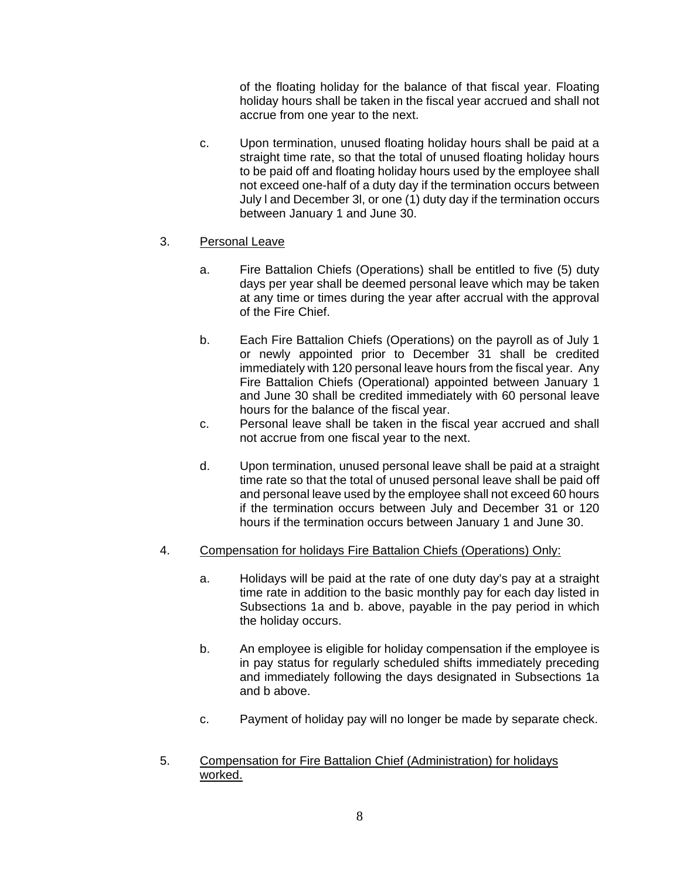of the floating holiday for the balance of that fiscal year. Floating holiday hours shall be taken in the fiscal year accrued and shall not accrue from one year to the next.

c. Upon termination, unused floating holiday hours shall be paid at a straight time rate, so that the total of unused floating holiday hours to be paid off and floating holiday hours used by the employee shall not exceed one-half of a duty day if the termination occurs between July l and December 3l, or one (1) duty day if the termination occurs between January 1 and June 30.

3. <u>Personal Leave</u>

   a. Fire Battalion Chiefs (Operations) shall be entitled to five (5) duty days per year shall be deemed personal leave which may be taken at any time or times during the year after accrual with the approval of the Fire Chief.

   b. Each Fire Battalion Chiefs (Operations) on the payroll as of July 1 or newly appointed prior to December 31 shall be credited immediately with 120 personal leave hours from the fiscal year. Any Fire Battalion Chiefs (Operational) appointed between January 1 and June 30 shall be credited immediately with 60 personal leave hours for the balance of the fiscal year.

   c. Personal leave shall be taken in the fiscal year accrued and shall not accrue from one fiscal year to the next.

   d. Upon termination, unused personal leave shall be paid at a straight time rate so that the total of unused personal leave shall be paid off and personal leave used by the employee shall not exceed 60 hours if the termination occurs between July and December 31 or 120 hours if the termination occurs between January 1 and June 30.

4. <u>Compensation for holidays Fire Battalion Chiefs (Operations) Only:</u>

   a. Holidays will be paid at the rate of one duty day's pay at a straight time rate in addition to the basic monthly pay for each day listed in Subsections 1a and b. above, payable in the pay period in which the holiday occurs.

   b. An employee is eligible for holiday compensation if the employee is in pay status for regularly scheduled shifts immediately preceding and immediately following the days designated in Subsections 1a and b above.

   c. Payment of holiday pay will no longer be made by separate check.

5. <u>Compensation for Fire Battalion Chief (Administration) for holidays worked.</u>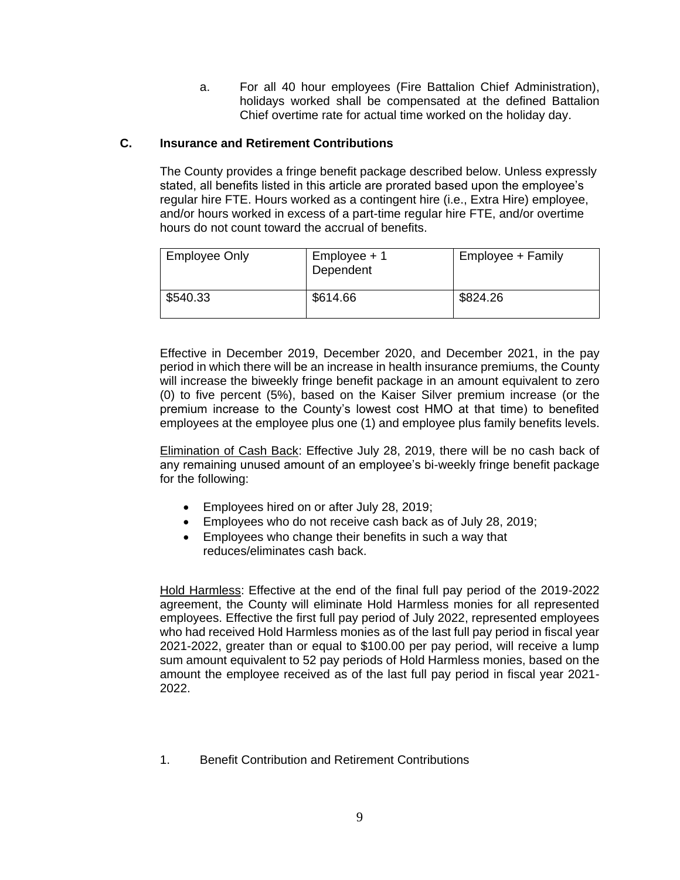a. For all 40 hour employees (Fire Battalion Chief Administration), holidays worked shall be compensated at the defined Battalion Chief overtime rate for actual time worked on the holiday day.

**C. Insurance and Retirement Contributions**

The County provides a fringe benefit package described below. Unless expressly stated, all benefits listed in this article are prorated based upon the employee's regular hire FTE. Hours worked as a contingent hire (i.e., Extra Hire) employee, and/or hours worked in excess of a part-time regular hire FTE, and/or overtime hours do not count toward the accrual of benefits.

| Employee Only | Employee + 1 Dependent | Employee + Family |
|---|---|---|
| $540.33 | $614.66 | $824.26 |

Effective in December 2019, December 2020, and December 2021, in the pay period in which there will be an increase in health insurance premiums, the County will increase the biweekly fringe benefit package in an amount equivalent to zero (0) to five percent (5%), based on the Kaiser Silver premium increase (or the premium increase to the County's lowest cost HMO at that time) to benefited employees at the employee plus one (1) and employee plus family benefits levels.

Elimination of Cash Back: Effective July 28, 2019, there will be no cash back of any remaining unused amount of an employee's bi-weekly fringe benefit package for the following:

- Employees hired on or after July 28, 2019;
- Employees who do not receive cash back as of July 28, 2019;
- Employees who change their benefits in such a way that reduces/eliminates cash back.

Hold Harmless: Effective at the end of the final full pay period of the 2019-2022 agreement, the County will eliminate Hold Harmless monies for all represented employees. Effective the first full pay period of July 2022, represented employees who had received Hold Harmless monies as of the last full pay period in fiscal year 2021-2022, greater than or equal to $100.00 per pay period, will receive a lump sum amount equivalent to 52 pay periods of Hold Harmless monies, based on the amount the employee received as of the last full pay period in fiscal year 2021-2022.

1. Benefit Contribution and Retirement Contributions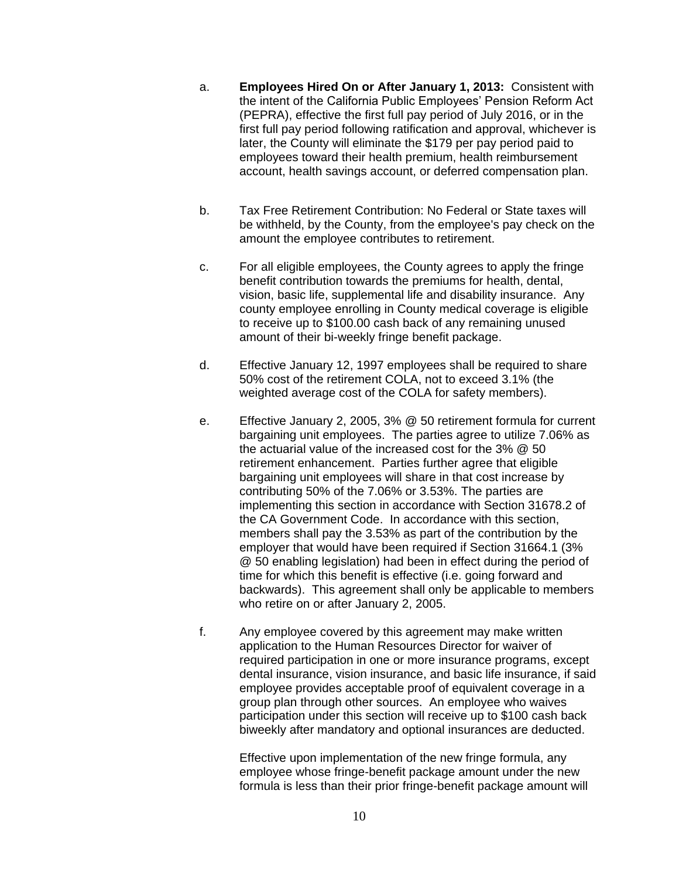a. **Employees Hired On or After January 1, 2013:** Consistent with the intent of the California Public Employees' Pension Reform Act (PEPRA), effective the first full pay period of July 2016, or in the first full pay period following ratification and approval, whichever is later, the County will eliminate the $179 per pay period paid to employees toward their health premium, health reimbursement account, health savings account, or deferred compensation plan.

b. Tax Free Retirement Contribution: No Federal or State taxes will be withheld, by the County, from the employee's pay check on the amount the employee contributes to retirement.

c. For all eligible employees, the County agrees to apply the fringe benefit contribution towards the premiums for health, dental, vision, basic life, supplemental life and disability insurance. Any county employee enrolling in County medical coverage is eligible to receive up to $100.00 cash back of any remaining unused amount of their bi-weekly fringe benefit package.

d. Effective January 12, 1997 employees shall be required to share 50% cost of the retirement COLA, not to exceed 3.1% (the weighted average cost of the COLA for safety members).

e. Effective January 2, 2005, 3% @ 50 retirement formula for current bargaining unit employees. The parties agree to utilize 7.06% as the actuarial value of the increased cost for the 3% @ 50 retirement enhancement. Parties further agree that eligible bargaining unit employees will share in that cost increase by contributing 50% of the 7.06% or 3.53%. The parties are implementing this section in accordance with Section 31678.2 of the CA Government Code. In accordance with this section, members shall pay the 3.53% as part of the contribution by the employer that would have been required if Section 31664.1 (3% @ 50 enabling legislation) had been in effect during the period of time for which this benefit is effective (i.e. going forward and backwards). This agreement shall only be applicable to members who retire on or after January 2, 2005.

f. Any employee covered by this agreement may make written application to the Human Resources Director for waiver of required participation in one or more insurance programs, except dental insurance, vision insurance, and basic life insurance, if said employee provides acceptable proof of equivalent coverage in a group plan through other sources. An employee who waives participation under this section will receive up to $100 cash back biweekly after mandatory and optional insurances are deducted.

Effective upon implementation of the new fringe formula, any employee whose fringe-benefit package amount under the new formula is less than their prior fringe-benefit package amount will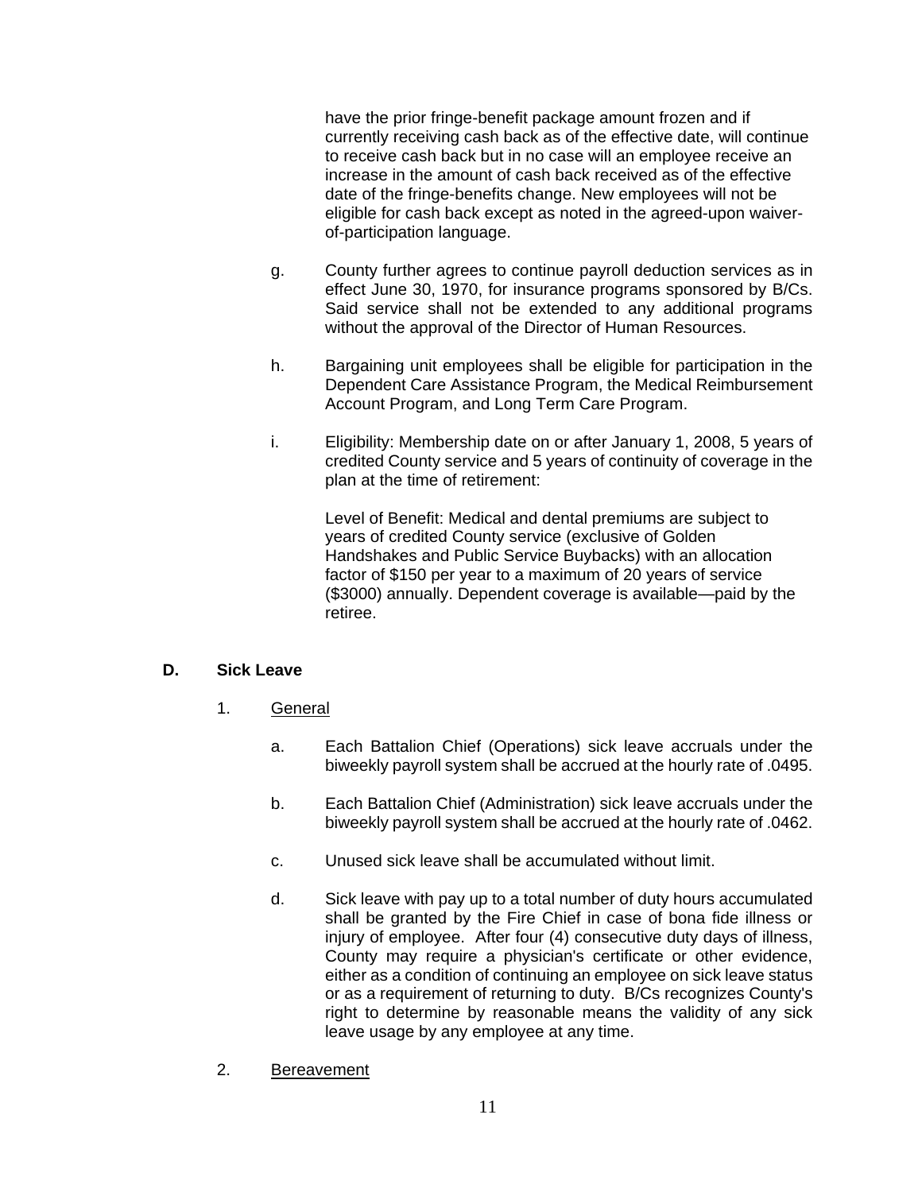have the prior fringe-benefit package amount frozen and if currently receiving cash back as of the effective date, will continue to receive cash back but in no case will an employee receive an increase in the amount of cash back received as of the effective date of the fringe-benefits change. New employees will not be eligible for cash back except as noted in the agreed-upon waiver-of-participation language.

g. County further agrees to continue payroll deduction services as in effect June 30, 1970, for insurance programs sponsored by B/Cs. Said service shall not be extended to any additional programs without the approval of the Director of Human Resources.

h. Bargaining unit employees shall be eligible for participation in the Dependent Care Assistance Program, the Medical Reimbursement Account Program, and Long Term Care Program.

i. Eligibility: Membership date on or after January 1, 2008, 5 years of credited County service and 5 years of continuity of coverage in the plan at the time of retirement:

   Level of Benefit: Medical and dental premiums are subject to years of credited County service (exclusive of Golden Handshakes and Public Service Buybacks) with an allocation factor of $150 per year to a maximum of 20 years of service ($3000) annually. Dependent coverage is available—paid by the retiree.

**D. Sick Leave**

1. <u>General</u>

   a. Each Battalion Chief (Operations) sick leave accruals under the biweekly payroll system shall be accrued at the hourly rate of .0495.

   b. Each Battalion Chief (Administration) sick leave accruals under the biweekly payroll system shall be accrued at the hourly rate of .0462.

   c. Unused sick leave shall be accumulated without limit.

   d. Sick leave with pay up to a total number of duty hours accumulated shall be granted by the Fire Chief in case of bona fide illness or injury of employee. After four (4) consecutive duty days of illness, County may require a physician's certificate or other evidence, either as a condition of continuing an employee on sick leave status or as a requirement of returning to duty. B/Cs recognizes County's right to determine by reasonable means the validity of any sick leave usage by any employee at any time.

2. <u>Bereavement</u>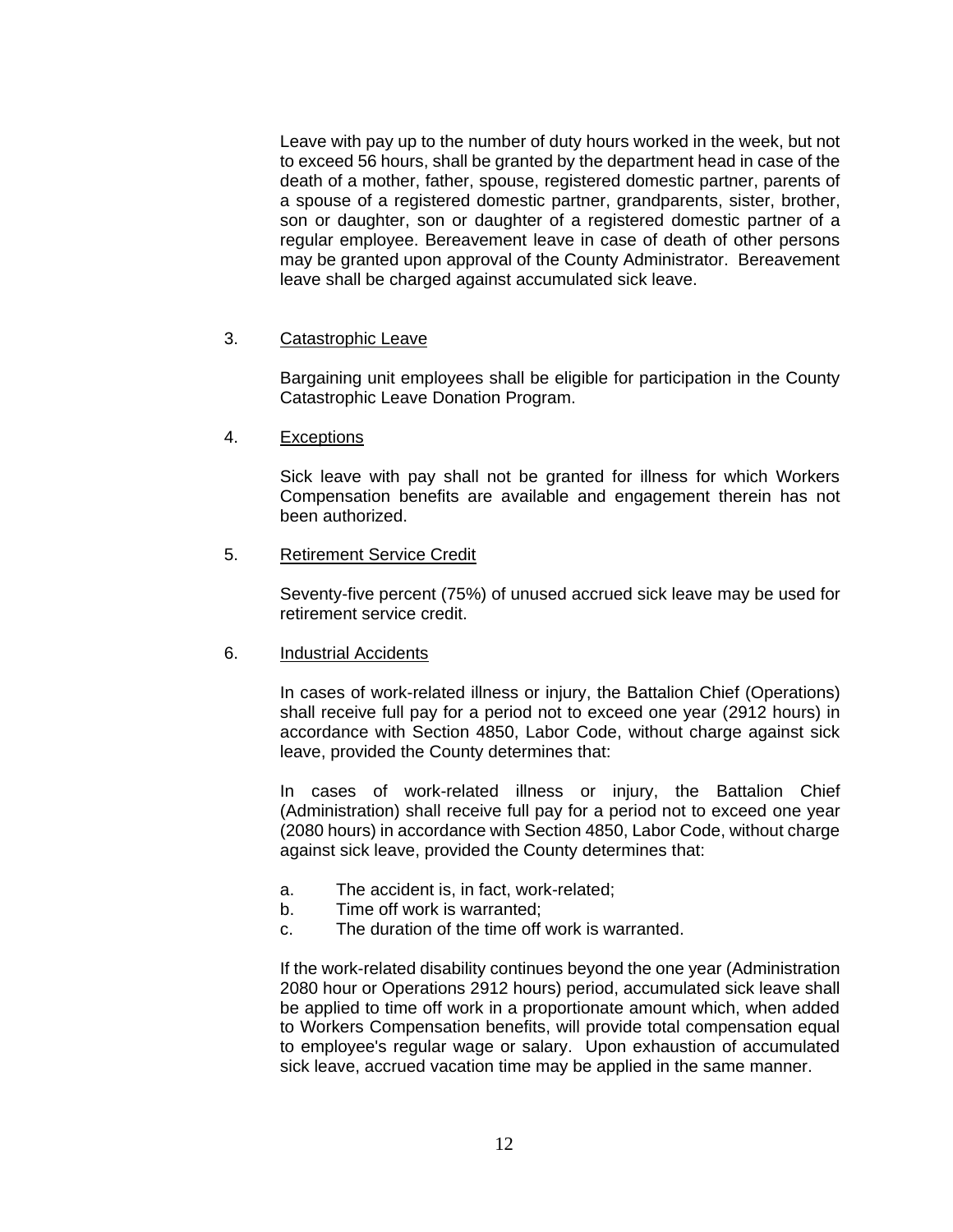Leave with pay up to the number of duty hours worked in the week, but not to exceed 56 hours, shall be granted by the department head in case of the death of a mother, father, spouse, registered domestic partner, parents of a spouse of a registered domestic partner, grandparents, sister, brother, son or daughter, son or daughter of a registered domestic partner of a regular employee. Bereavement leave in case of death of other persons may be granted upon approval of the County Administrator. Bereavement leave shall be charged against accumulated sick leave.

3. Catastrophic Leave

Bargaining unit employees shall be eligible for participation in the County Catastrophic Leave Donation Program.

4. Exceptions

Sick leave with pay shall not be granted for illness for which Workers Compensation benefits are available and engagement therein has not been authorized.

5. Retirement Service Credit

Seventy-five percent (75%) of unused accrued sick leave may be used for retirement service credit.

6. Industrial Accidents

In cases of work-related illness or injury, the Battalion Chief (Operations) shall receive full pay for a period not to exceed one year (2912 hours) in accordance with Section 4850, Labor Code, without charge against sick leave, provided the County determines that:

In cases of work-related illness or injury, the Battalion Chief (Administration) shall receive full pay for a period not to exceed one year (2080 hours) in accordance with Section 4850, Labor Code, without charge against sick leave, provided the County determines that:

a. The accident is, in fact, work-related;
b. Time off work is warranted;
c. The duration of the time off work is warranted.

If the work-related disability continues beyond the one year (Administration 2080 hour or Operations 2912 hours) period, accumulated sick leave shall be applied to time off work in a proportionate amount which, when added to Workers Compensation benefits, will provide total compensation equal to employee's regular wage or salary. Upon exhaustion of accumulated sick leave, accrued vacation time may be applied in the same manner.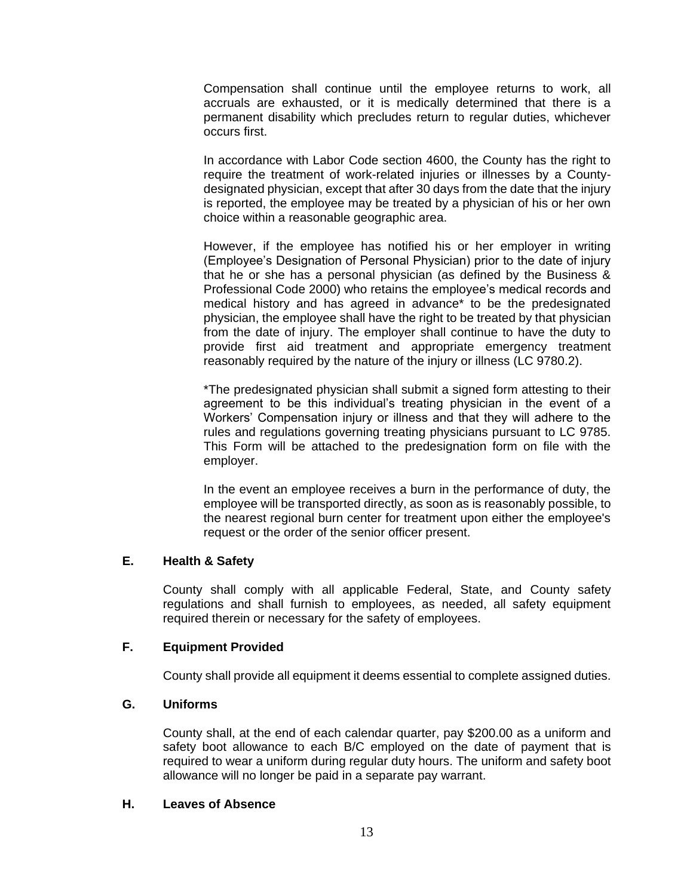Compensation shall continue until the employee returns to work, all accruals are exhausted, or it is medically determined that there is a permanent disability which precludes return to regular duties, whichever occurs first.

In accordance with Labor Code section 4600, the County has the right to require the treatment of work-related injuries or illnesses by a County-designated physician, except that after 30 days from the date that the injury is reported, the employee may be treated by a physician of his or her own choice within a reasonable geographic area.

However, if the employee has notified his or her employer in writing (Employee's Designation of Personal Physician) prior to the date of injury that he or she has a personal physician (as defined by the Business & Professional Code 2000) who retains the employee's medical records and medical history and has agreed in advance* to be the predesignated physician, the employee shall have the right to be treated by that physician from the date of injury. The employer shall continue to have the duty to provide first aid treatment and appropriate emergency treatment reasonably required by the nature of the injury or illness (LC 9780.2).

*The predesignated physician shall submit a signed form attesting to their agreement to be this individual's treating physician in the event of a Workers' Compensation injury or illness and that they will adhere to the rules and regulations governing treating physicians pursuant to LC 9785. This Form will be attached to the predesignation form on file with the employer.

In the event an employee receives a burn in the performance of duty, the employee will be transported directly, as soon as is reasonably possible, to the nearest regional burn center for treatment upon either the employee's request or the order of the senior officer present.

**E. Health & Safety**

County shall comply with all applicable Federal, State, and County safety regulations and shall furnish to employees, as needed, all safety equipment required therein or necessary for the safety of employees.

**F. Equipment Provided**

County shall provide all equipment it deems essential to complete assigned duties.

**G. Uniforms**

County shall, at the end of each calendar quarter, pay $200.00 as a uniform and safety boot allowance to each B/C employed on the date of payment that is required to wear a uniform during regular duty hours. The uniform and safety boot allowance will no longer be paid in a separate pay warrant.

**H. Leaves of Absence**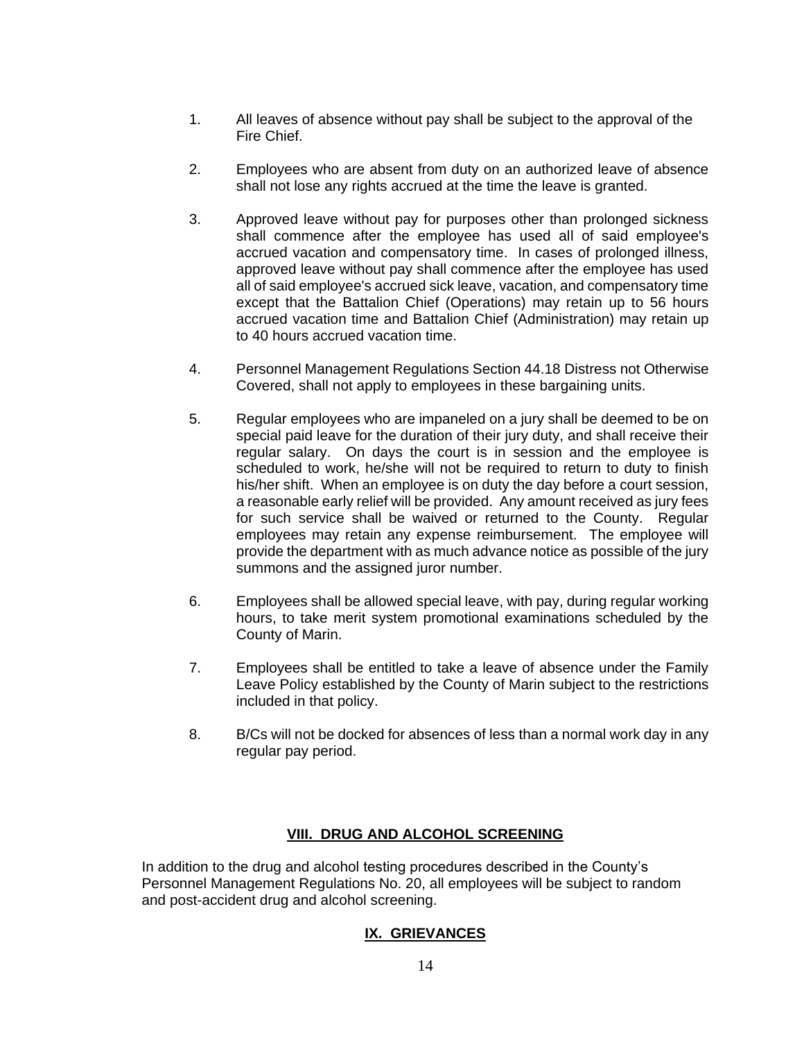1. All leaves of absence without pay shall be subject to the approval of the Fire Chief.

2. Employees who are absent from duty on an authorized leave of absence shall not lose any rights accrued at the time the leave is granted.

3. Approved leave without pay for purposes other than prolonged sickness shall commence after the employee has used all of said employee's accrued vacation and compensatory time. In cases of prolonged illness, approved leave without pay shall commence after the employee has used all of said employee's accrued sick leave, vacation, and compensatory time except that the Battalion Chief (Operations) may retain up to 56 hours accrued vacation time and Battalion Chief (Administration) may retain up to 40 hours accrued vacation time.

4. Personnel Management Regulations Section 44.18 Distress not Otherwise Covered, shall not apply to employees in these bargaining units.

5. Regular employees who are impaneled on a jury shall be deemed to be on special paid leave for the duration of their jury duty, and shall receive their regular salary. On days the court is in session and the employee is scheduled to work, he/she will not be required to return to duty to finish his/her shift. When an employee is on duty the day before a court session, a reasonable early relief will be provided. Any amount received as jury fees for such service shall be waived or returned to the County. Regular employees may retain any expense reimbursement. The employee will provide the department with as much advance notice as possible of the jury summons and the assigned juror number.

6. Employees shall be allowed special leave, with pay, during regular working hours, to take merit system promotional examinations scheduled by the County of Marin.

7. Employees shall be entitled to take a leave of absence under the Family Leave Policy established by the County of Marin subject to the restrictions included in that policy.

8. B/Cs will not be docked for absences of less than a normal work day in any regular pay period.

## VIII. DRUG AND ALCOHOL SCREENING

In addition to the drug and alcohol testing procedures described in the County's Personnel Management Regulations No. 20, all employees will be subject to random and post-accident drug and alcohol screening.

## IX. GRIEVANCES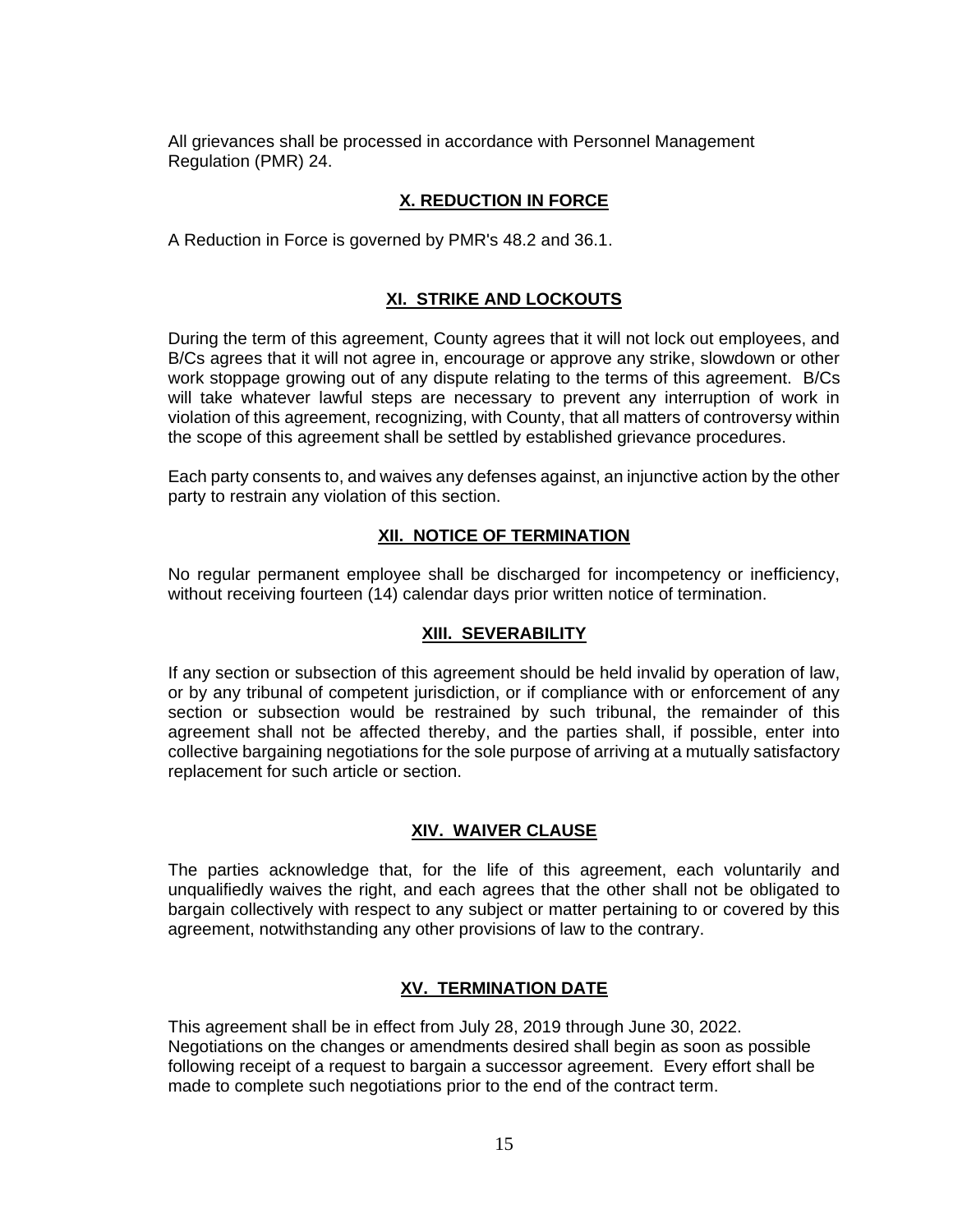All grievances shall be processed in accordance with Personnel Management Regulation (PMR) 24.

## X. REDUCTION IN FORCE

A Reduction in Force is governed by PMR's 48.2 and 36.1.

## XI. STRIKE AND LOCKOUTS

During the term of this agreement, County agrees that it will not lock out employees, and B/Cs agrees that it will not agree in, encourage or approve any strike, slowdown or other work stoppage growing out of any dispute relating to the terms of this agreement. B/Cs will take whatever lawful steps are necessary to prevent any interruption of work in violation of this agreement, recognizing, with County, that all matters of controversy within the scope of this agreement shall be settled by established grievance procedures.

Each party consents to, and waives any defenses against, an injunctive action by the other party to restrain any violation of this section.

## XII. NOTICE OF TERMINATION

No regular permanent employee shall be discharged for incompetency or inefficiency, without receiving fourteen (14) calendar days prior written notice of termination.

## XIII. SEVERABILITY

If any section or subsection of this agreement should be held invalid by operation of law, or by any tribunal of competent jurisdiction, or if compliance with or enforcement of any section or subsection would be restrained by such tribunal, the remainder of this agreement shall not be affected thereby, and the parties shall, if possible, enter into collective bargaining negotiations for the sole purpose of arriving at a mutually satisfactory replacement for such article or section.

## XIV. WAIVER CLAUSE

The parties acknowledge that, for the life of this agreement, each voluntarily and unqualifiedly waives the right, and each agrees that the other shall not be obligated to bargain collectively with respect to any subject or matter pertaining to or covered by this agreement, notwithstanding any other provisions of law to the contrary.

## XV. TERMINATION DATE

This agreement shall be in effect from July 28, 2019 through June 30, 2022. Negotiations on the changes or amendments desired shall begin as soon as possible following receipt of a request to bargain a successor agreement. Every effort shall be made to complete such negotiations prior to the end of the contract term.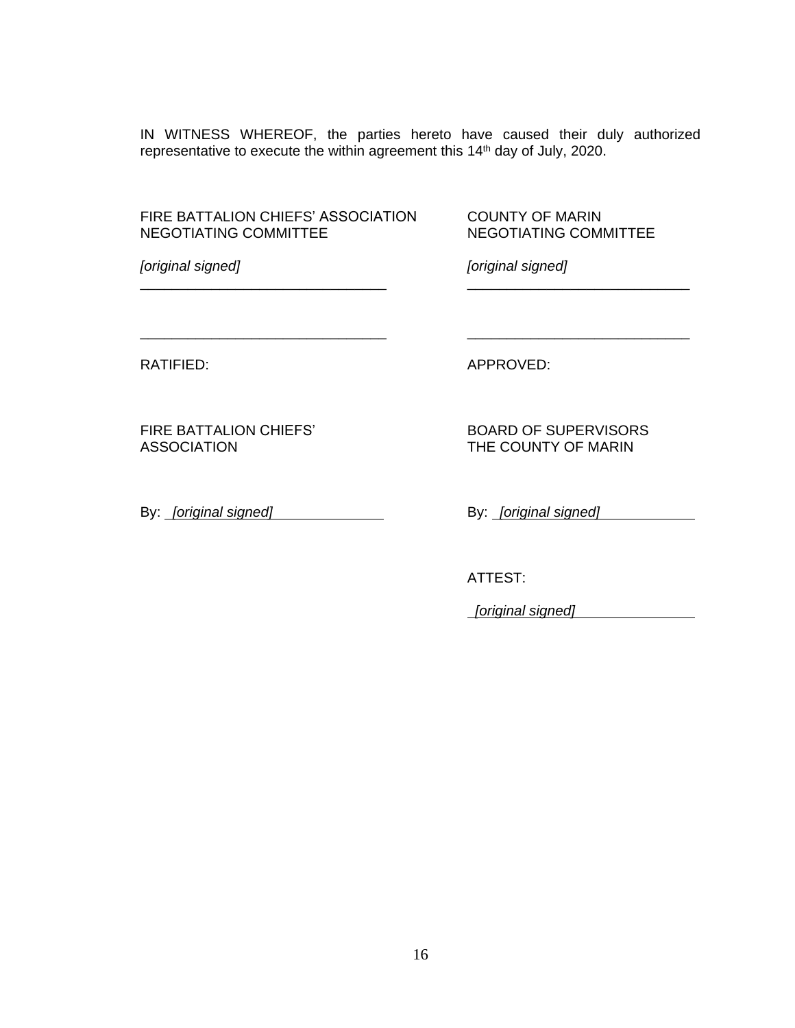IN WITNESS WHEREOF, the parties hereto have caused their duly authorized representative to execute the within agreement this 14th day of July, 2020.

FIRE BATTALION CHIEFS' ASSOCIATION
NEGOTIATING COMMITTEE

*[original signed]*

\_\_\_\_\_\_\_\_\_\_\_\_\_\_\_\_\_\_\_\_\_\_\_\_\_\_\_\_\_\_\_\_

\_\_\_\_\_\_\_\_\_\_\_\_\_\_\_\_\_\_\_\_\_\_\_\_\_\_\_\_\_\_\_\_

COUNTY OF MARIN
NEGOTIATING COMMITTEE

*[original signed]*

\_\_\_\_\_\_\_\_\_\_\_\_\_\_\_\_\_\_\_\_\_\_\_\_\_\_\_\_\_\_\_\_

\_\_\_\_\_\_\_\_\_\_\_\_\_\_\_\_\_\_\_\_\_\_\_\_\_\_\_\_\_\_\_\_

RATIFIED:

FIRE BATTALION CHIEFS'
ASSOCIATION

By: *[original signed]*

APPROVED:

BOARD OF SUPERVISORS
THE COUNTY OF MARIN

By: *[original signed]*

ATTEST:

*[original signed]*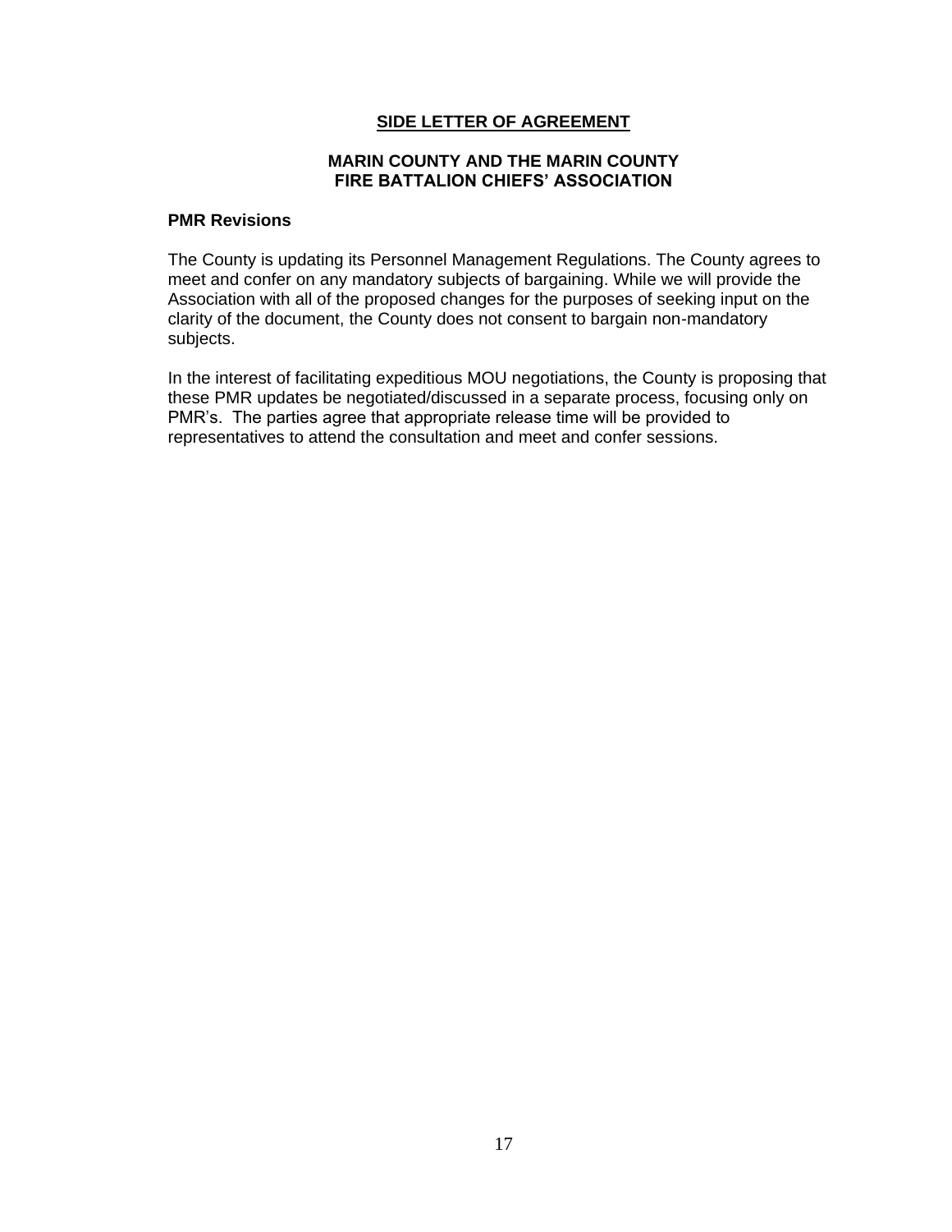# SIDE LETTER OF AGREEMENT

## MARIN COUNTY AND THE MARIN COUNTY FIRE BATTALION CHIEFS' ASSOCIATION

### PMR Revisions

The County is updating its Personnel Management Regulations. The County agrees to meet and confer on any mandatory subjects of bargaining. While we will provide the Association with all of the proposed changes for the purposes of seeking input on the clarity of the document, the County does not consent to bargain non-mandatory subjects.

In the interest of facilitating expeditious MOU negotiations, the County is proposing that these PMR updates be negotiated/discussed in a separate process, focusing only on PMR's. The parties agree that appropriate release time will be provided to representatives to attend the consultation and meet and confer sessions.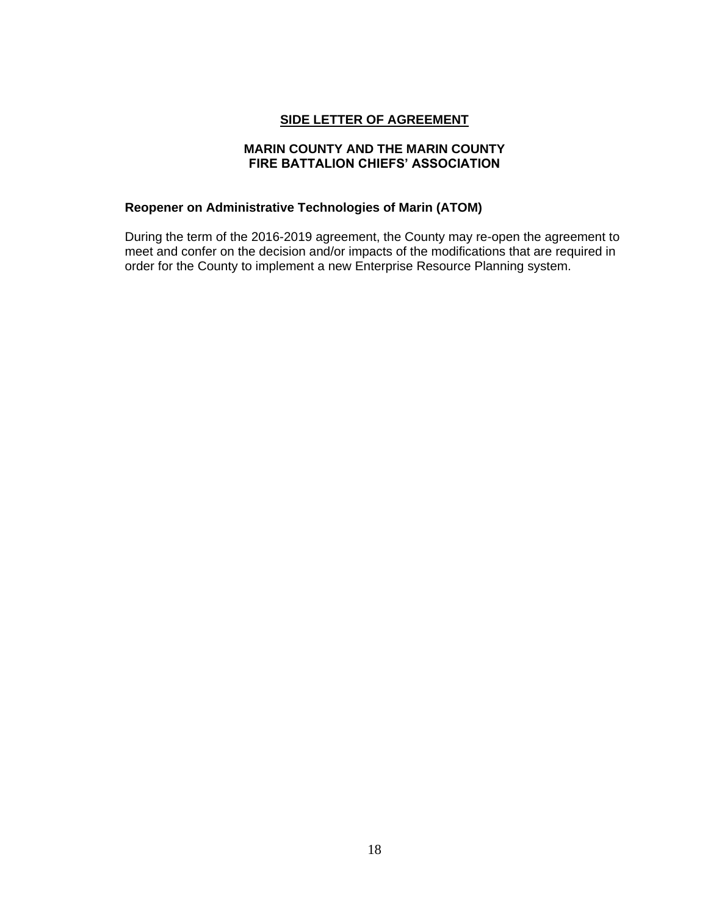# SIDE LETTER OF AGREEMENT

## MARIN COUNTY AND THE MARIN COUNTY FIRE BATTALION CHIEFS' ASSOCIATION

### Reopener on Administrative Technologies of Marin (ATOM)

During the term of the 2016-2019 agreement, the County may re-open the agreement to meet and confer on the decision and/or impacts of the modifications that are required in order for the County to implement a new Enterprise Resource Planning system.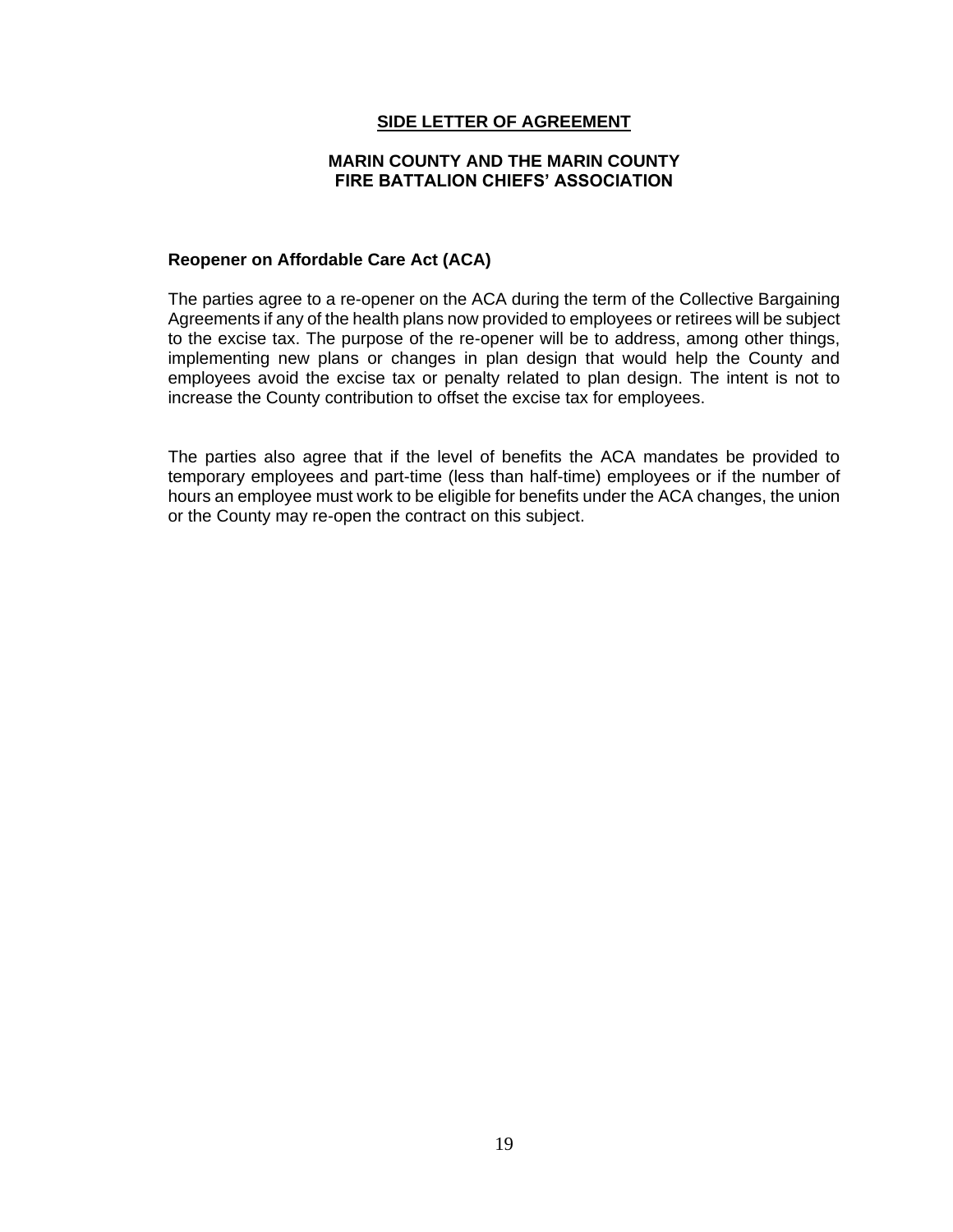# SIDE LETTER OF AGREEMENT

## MARIN COUNTY AND THE MARIN COUNTY FIRE BATTALION CHIEFS' ASSOCIATION

**Reopener on Affordable Care Act (ACA)**

The parties agree to a re-opener on the ACA during the term of the Collective Bargaining Agreements if any of the health plans now provided to employees or retirees will be subject to the excise tax. The purpose of the re-opener will be to address, among other things, implementing new plans or changes in plan design that would help the County and employees avoid the excise tax or penalty related to plan design. The intent is not to increase the County contribution to offset the excise tax for employees.

The parties also agree that if the level of benefits the ACA mandates be provided to temporary employees and part-time (less than half-time) employees or if the number of hours an employee must work to be eligible for benefits under the ACA changes, the union or the County may re-open the contract on this subject.